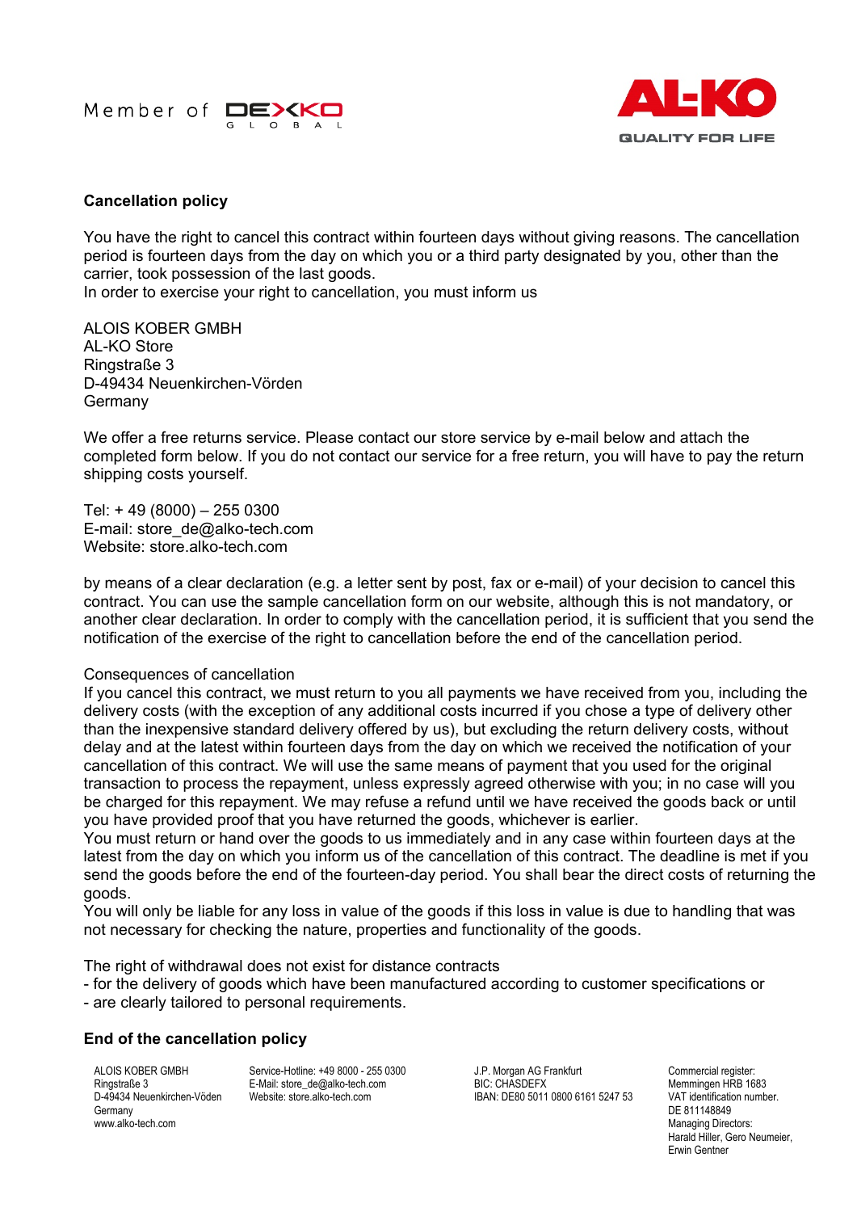Member of DEXKO GLOBAL

AL-KO
QUALITY FOR LIFE

**Cancellation policy**

You have the right to cancel this contract within fourteen days without giving reasons. The cancellation period is fourteen days from the day on which you or a third party designated by you, other than the carrier, took possession of the last goods.
In order to exercise your right to cancellation, you must inform us

ALOIS KOBER GMBH
AL-KO Store
Ringstraße 3
D-49434 Neuenkirchen-Vörden
Germany

We offer a free returns service. Please contact our store service by e-mail below and attach the completed form below. If you do not contact our service for a free return, you will have to pay the return shipping costs yourself.

Tel: + 49 (8000) – 255 0300
E-mail: store_de@alko-tech.com
Website: store.alko-tech.com

by means of a clear declaration (e.g. a letter sent by post, fax or e-mail) of your decision to cancel this contract. You can use the sample cancellation form on our website, although this is not mandatory, or another clear declaration. In order to comply with the cancellation period, it is sufficient that you send the notification of the exercise of the right to cancellation before the end of the cancellation period.

Consequences of cancellation
If you cancel this contract, we must return to you all payments we have received from you, including the delivery costs (with the exception of any additional costs incurred if you chose a type of delivery other than the inexpensive standard delivery offered by us), but excluding the return delivery costs, without delay and at the latest within fourteen days from the day on which we received the notification of your cancellation of this contract. We will use the same means of payment that you used for the original transaction to process the repayment, unless expressly agreed otherwise with you; in no case will you be charged for this repayment. We may refuse a refund until we have received the goods back or until you have provided proof that you have returned the goods, whichever is earlier.
You must return or hand over the goods to us immediately and in any case within fourteen days at the latest from the day on which you inform us of the cancellation of this contract. The deadline is met if you send the goods before the end of the fourteen-day period. You shall bear the direct costs of returning the goods.
You will only be liable for any loss in value of the goods if this loss in value is due to handling that was not necessary for checking the nature, properties and functionality of the goods.

The right of withdrawal does not exist for distance contracts
- for the delivery of goods which have been manufactured according to customer specifications or
- are clearly tailored to personal requirements.

**End of the cancellation policy**

ALOIS KOBER GMBH
Ringstraße 3
D-49434 Neuenkirchen-Vöden
Germany
www.alko-tech.com

Service-Hotline: +49 8000 - 255 0300
E-Mail: store_de@alko-tech.com
Website: store.alko-tech.com

J.P. Morgan AG Frankfurt
BIC: CHASDEFX
IBAN: DE80 5011 0800 6161 5247 53

Commercial register:
Memmingen HRB 1683
VAT identification number.
DE 811148849
Managing Directors:
Harald Hiller, Gero Neumeier,
Erwin Gentner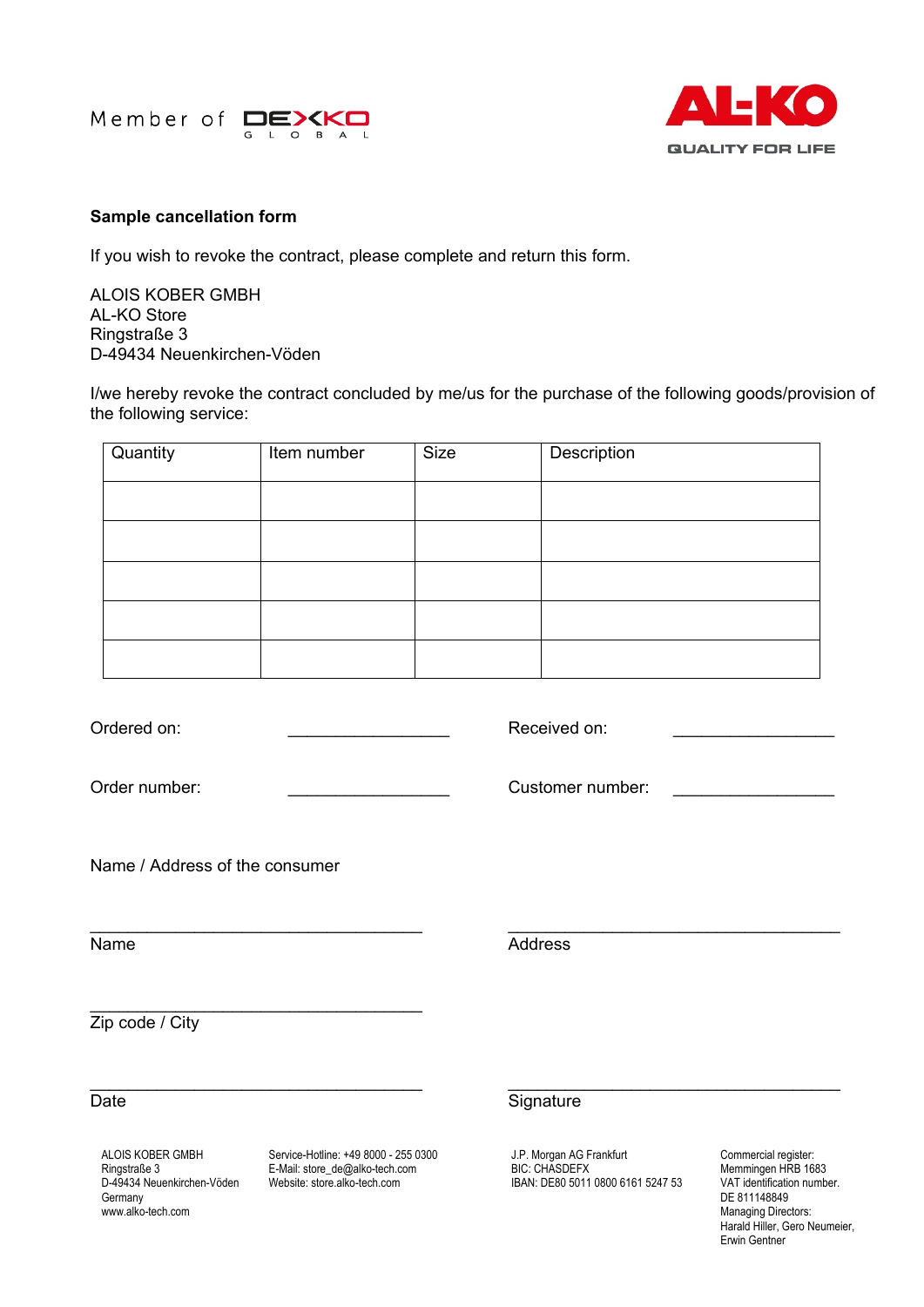Member of DEXKO GLOBAL

AL-KO
QUALITY FOR LIFE

**Sample cancellation form**

If you wish to revoke the contract, please complete and return this form.

ALOIS KOBER GMBH
AL-KO Store
Ringstraße 3
D-49434 Neuenkirchen-Vöden

I/we hereby revoke the contract concluded by me/us for the purchase of the following goods/provision of the following service:

| Quantity | Item number | Size | Description |
| --- | --- | --- | --- |
| | | | |
| | | | |
| | | | |
| | | | |
| | | | |

Ordered on: _________________ Received on: _________________

Order number: _________________ Customer number: _________________

Name / Address of the consumer

___________________________________
Name

___________________________________
Address

___________________________________
Zip code / City

___________________________________
Date

___________________________________
Signature

ALOIS KOBER GMBH
Ringstraße 3
D-49434 Neuenkirchen-Vöden
Germany
www.alko-tech.com

Service-Hotline: +49 8000 - 255 0300
E-Mail: store_de@alko-tech.com
Website: store.alko-tech.com

J.P. Morgan AG Frankfurt
BIC: CHASDEFX
IBAN: DE80 5011 0800 6161 5247 53

Commercial register:
Memmingen HRB 1683
VAT identification number.
DE 811148849
Managing Directors:
Harald Hiller, Gero Neumeier,
Erwin Gentner